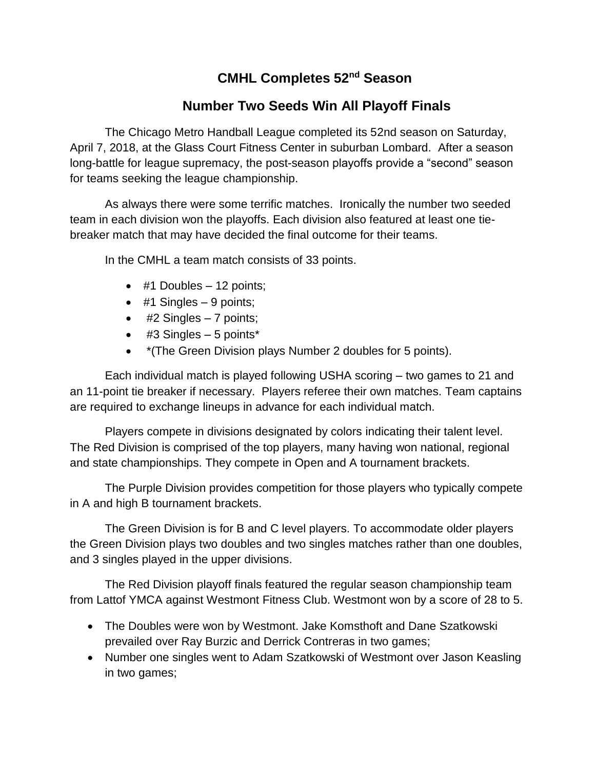# CMHL Completes 52nd Season

## Number Two Seeds Win All Playoff Finals

The Chicago Metro Handball League completed its 52nd season on Saturday, April 7, 2018, at the Glass Court Fitness Center in suburban Lombard. After a season long-battle for league supremacy, the post-season playoffs provide a "second" season for teams seeking the league championship.

As always there were some terrific matches. Ironically the number two seeded team in each division won the playoffs. Each division also featured at least one tie-breaker match that may have decided the final outcome for their teams.

In the CMHL a team match consists of 33 points.

- #1 Doubles – 12 points;
- #1 Singles – 9 points;
- #2 Singles – 7 points;
- #3 Singles – 5 points*
- *(The Green Division plays Number 2 doubles for 5 points).

Each individual match is played following USHA scoring – two games to 21 and an 11-point tie breaker if necessary. Players referee their own matches. Team captains are required to exchange lineups in advance for each individual match.

Players compete in divisions designated by colors indicating their talent level. The Red Division is comprised of the top players, many having won national, regional and state championships. They compete in Open and A tournament brackets.

The Purple Division provides competition for those players who typically compete in A and high B tournament brackets.

The Green Division is for B and C level players. To accommodate older players the Green Division plays two doubles and two singles matches rather than one doubles, and 3 singles played in the upper divisions.

The Red Division playoff finals featured the regular season championship team from Lattof YMCA against Westmont Fitness Club. Westmont won by a score of 28 to 5.

- The Doubles were won by Westmont. Jake Komsthoft and Dane Szatkowski prevailed over Ray Burzic and Derrick Contreras in two games;
- Number one singles went to Adam Szatkowski of Westmont over Jason Keasling in two games;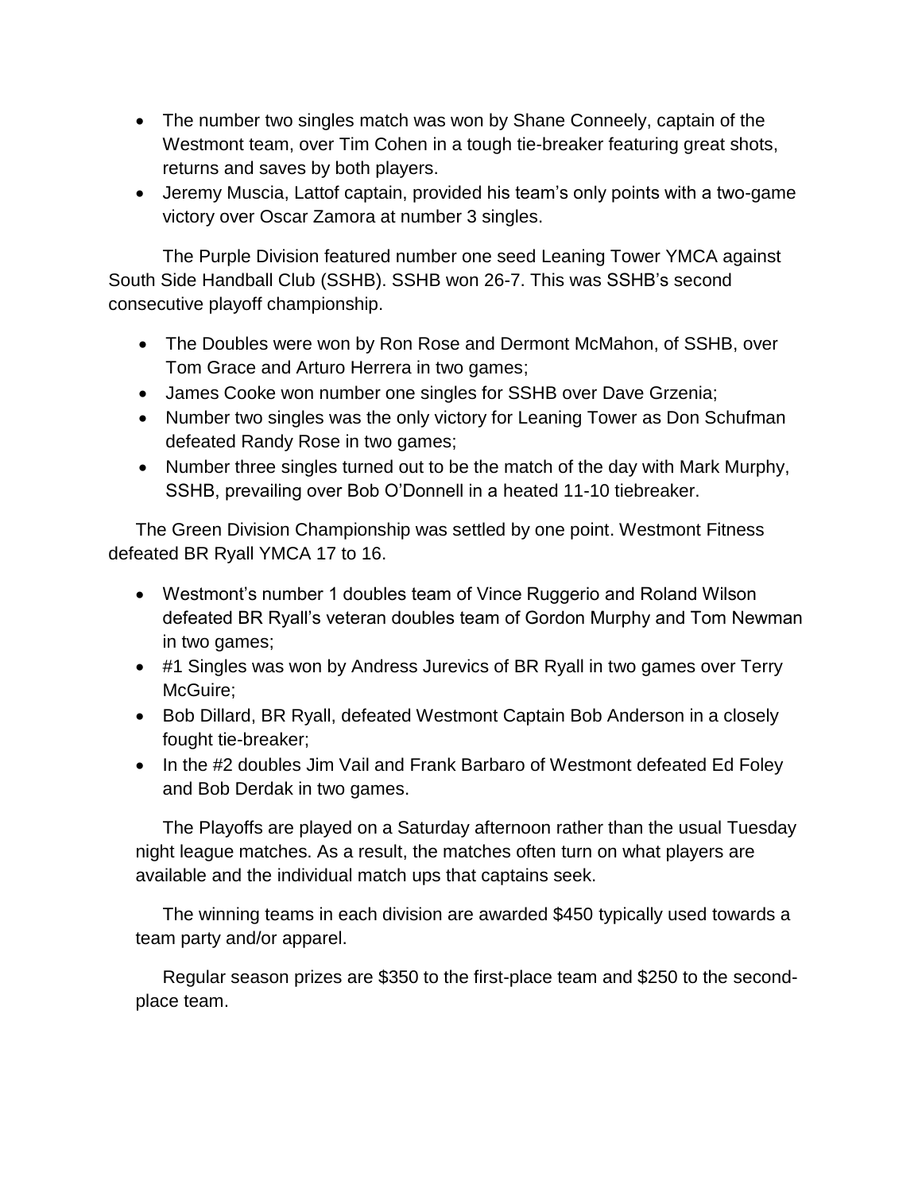- The number two singles match was won by Shane Conneely, captain of the Westmont team, over Tim Cohen in a tough tie-breaker featuring great shots, returns and saves by both players.
- Jeremy Muscia, Lattof captain, provided his team's only points with a two-game victory over Oscar Zamora at number 3 singles.

The Purple Division featured number one seed Leaning Tower YMCA against South Side Handball Club (SSHB). SSHB won 26-7. This was SSHB's second consecutive playoff championship.

- The Doubles were won by Ron Rose and Dermont McMahon, of SSHB, over Tom Grace and Arturo Herrera in two games;
- James Cooke won number one singles for SSHB over Dave Grzenia;
- Number two singles was the only victory for Leaning Tower as Don Schufman defeated Randy Rose in two games;
- Number three singles turned out to be the match of the day with Mark Murphy, SSHB, prevailing over Bob O'Donnell in a heated 11-10 tiebreaker.

The Green Division Championship was settled by one point. Westmont Fitness defeated BR Ryall YMCA 17 to 16.

- Westmont's number 1 doubles team of Vince Ruggerio and Roland Wilson defeated BR Ryall's veteran doubles team of Gordon Murphy and Tom Newman in two games;
- #1 Singles was won by Andress Jurevics of BR Ryall in two games over Terry McGuire;
- Bob Dillard, BR Ryall, defeated Westmont Captain Bob Anderson in a closely fought tie-breaker;
- In the #2 doubles Jim Vail and Frank Barbaro of Westmont defeated Ed Foley and Bob Derdak in two games.

The Playoffs are played on a Saturday afternoon rather than the usual Tuesday night league matches. As a result, the matches often turn on what players are available and the individual match ups that captains seek.

The winning teams in each division are awarded $450 typically used towards a team party and/or apparel.

Regular season prizes are $350 to the first-place team and $250 to the second-place team.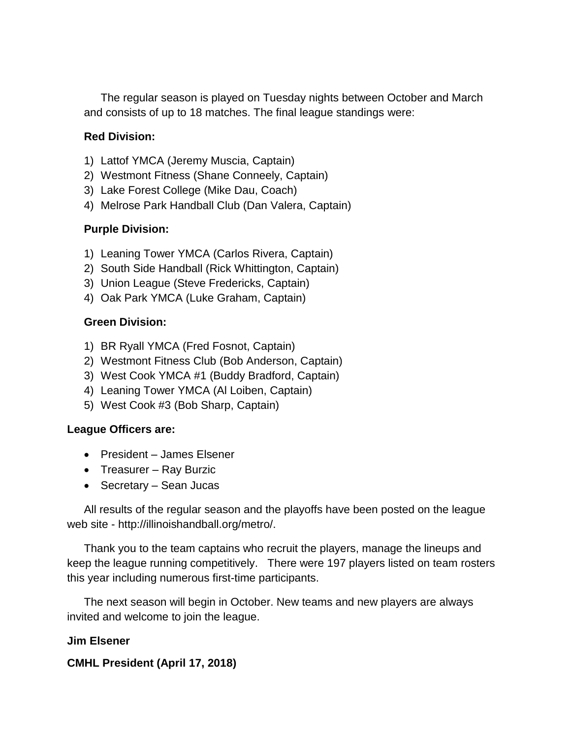The regular season is played on Tuesday nights between October and March and consists of up to 18 matches. The final league standings were:

**Red Division:**

1) Lattof YMCA (Jeremy Muscia, Captain)
2) Westmont Fitness (Shane Conneely, Captain)
3) Lake Forest College (Mike Dau, Coach)
4) Melrose Park Handball Club (Dan Valera, Captain)

**Purple Division:**

1) Leaning Tower YMCA (Carlos Rivera, Captain)
2) South Side Handball (Rick Whittington, Captain)
3) Union League (Steve Fredericks, Captain)
4) Oak Park YMCA (Luke Graham, Captain)

**Green Division:**

1) BR Ryall YMCA (Fred Fosnot, Captain)
2) Westmont Fitness Club (Bob Anderson, Captain)
3) West Cook YMCA #1 (Buddy Bradford, Captain)
4) Leaning Tower YMCA (Al Loiben, Captain)
5) West Cook #3 (Bob Sharp, Captain)

**League Officers are:**

- President – James Elsener
- Treasurer – Ray Burzic
- Secretary – Sean Jucas

All results of the regular season and the playoffs have been posted on the league web site - http://illinoishandball.org/metro/.

Thank you to the team captains who recruit the players, manage the lineups and keep the league running competitively. There were 197 players listed on team rosters this year including numerous first-time participants.

The next season will begin in October. New teams and new players are always invited and welcome to join the league.

**Jim Elsener**

**CMHL President (April 17, 2018)**